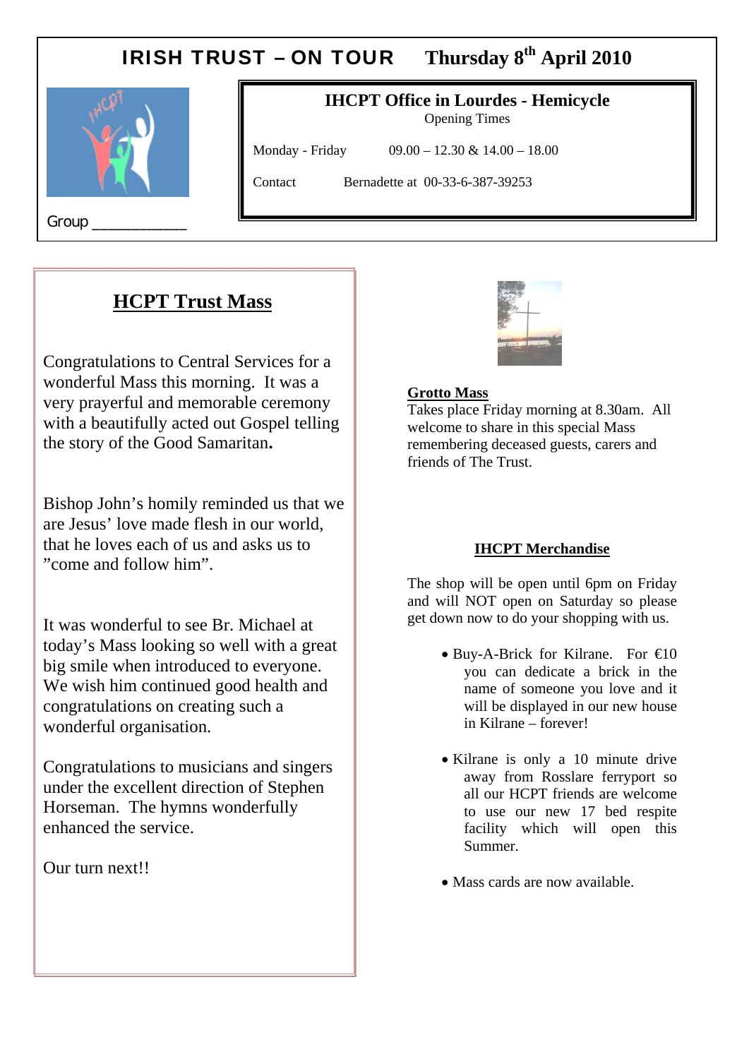# IRISH TRUST – ON TOUR    Thursday 8th April 2010

Group ___________

**IHCPT Office in Lourdes - Hemicycle**
Opening Times

| | |
|---|---|
| Monday - Friday | 09.00 – 12.30 & 14.00 – 18.00 |
| Contact | Bernadette at 00-33-6-387-39253 |

## HCPT Trust Mass

Congratulations to Central Services for a wonderful Mass this morning. It was a very prayerful and memorable ceremony with a beautifully acted out Gospel telling the story of the Good Samaritan.

Bishop John's homily reminded us that we are Jesus' love made flesh in our world, that he loves each of us and asks us to "come and follow him".

It was wonderful to see Br. Michael at today's Mass looking so well with a great big smile when introduced to everyone. We wish him continued good health and congratulations on creating such a wonderful organisation.

Congratulations to musicians and singers under the excellent direction of Stephen Horseman. The hymns wonderfully enhanced the service.

Our turn next!!

**Grotto Mass**
Takes place Friday morning at 8.30am. All welcome to share in this special Mass remembering deceased guests, carers and friends of The Trust.

## IHCPT Merchandise

The shop will be open until 6pm on Friday and will NOT open on Saturday so please get down now to do your shopping with us.

- Buy-A-Brick for Kilrane. For €10 you can dedicate a brick in the name of someone you love and it will be displayed in our new house in Kilrane – forever!
- Kilrane is only a 10 minute drive away from Rosslare ferryport so all our HCPT friends are welcome to use our new 17 bed respite facility which will open this Summer.
- Mass cards are now available.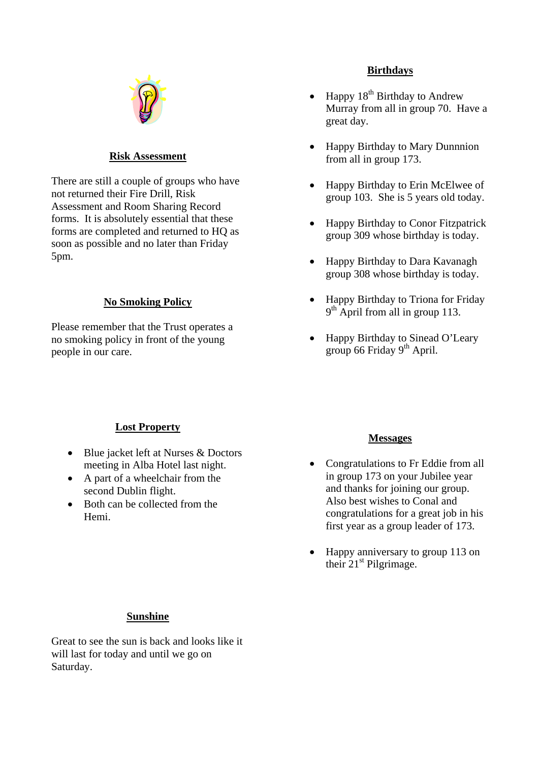## Risk Assessment

There are still a couple of groups who have not returned their Fire Drill, Risk Assessment and Room Sharing Record forms. It is absolutely essential that these forms are completed and returned to HQ as soon as possible and no later than Friday 5pm.

## No Smoking Policy

Please remember that the Trust operates a no smoking policy in front of the young people in our care.

## Lost Property

- Blue jacket left at Nurses & Doctors meeting in Alba Hotel last night.
- A part of a wheelchair from the second Dublin flight.
- Both can be collected from the Hemi.

## Sunshine

Great to see the sun is back and looks like it will last for today and until we go on Saturday.

## Birthdays

- Happy 18th Birthday to Andrew Murray from all in group 70. Have a great day.
- Happy Birthday to Mary Dunnnion from all in group 173.
- Happy Birthday to Erin McElwee of group 103. She is 5 years old today.
- Happy Birthday to Conor Fitzpatrick group 309 whose birthday is today.
- Happy Birthday to Dara Kavanagh group 308 whose birthday is today.
- Happy Birthday to Triona for Friday 9th April from all in group 113.
- Happy Birthday to Sinead O'Leary group 66 Friday 9th April.

## Messages

- Congratulations to Fr Eddie from all in group 173 on your Jubilee year and thanks for joining our group. Also best wishes to Conal and congratulations for a great job in his first year as a group leader of 173.
- Happy anniversary to group 113 on their 21st Pilgrimage.